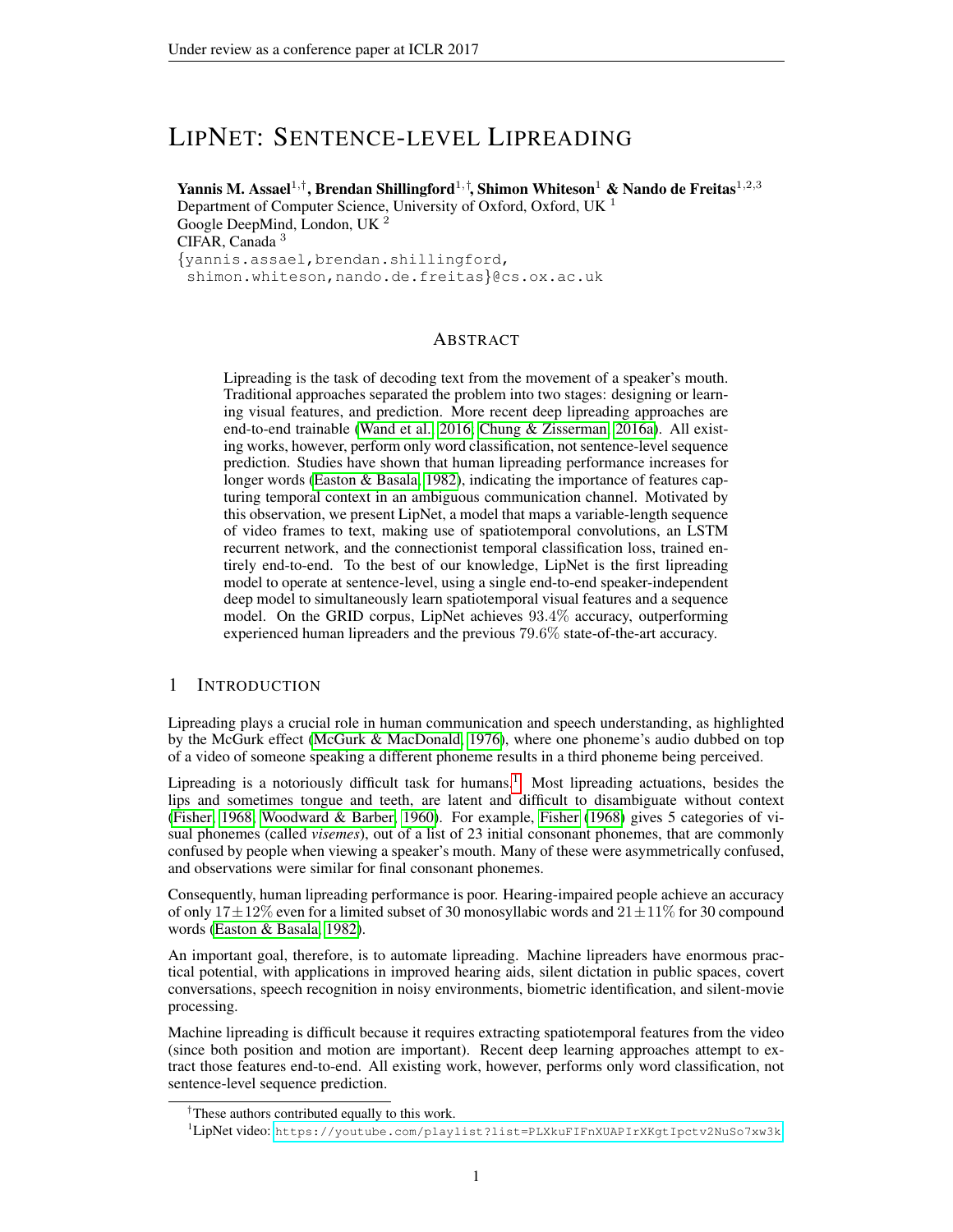# LipNet: Sentence-level Lipreading

**Yannis M. Assael**[1,†], **Brendan Shillingford**[1,†], **Shimon Whiteson**[1] **& Nando de Freitas**[1,2,3]
Department of Computer Science, University of Oxford, Oxford, UK [1]
Google DeepMind, London, UK [2]
CIFAR, Canada [3]
{yannis.assael,brendan.shillingford,
shimon.whiteson,nando.de.freitas}@cs.ox.ac.uk

## Abstract

Lipreading is the task of decoding text from the movement of a speaker's mouth. Traditional approaches separated the problem into two stages: designing or learning visual features, and prediction. More recent deep lipreading approaches are end-to-end trainable (Wand et al., 2016; Chung & Zisserman, 2016a). All existing works, however, perform only word classification, not sentence-level sequence prediction. Studies have shown that human lipreading performance increases for longer words (Easton & Basala, 1982), indicating the importance of features capturing temporal context in an ambiguous communication channel. Motivated by this observation, we present LipNet, a model that maps a variable-length sequence of video frames to text, making use of spatiotemporal convolutions, an LSTM recurrent network, and the connectionist temporal classification loss, trained entirely end-to-end. To the best of our knowledge, LipNet is the first lipreading model to operate at sentence-level, using a single end-to-end speaker-independent deep model to simultaneously learn spatiotemporal visual features and a sequence model. On the GRID corpus, LipNet achieves $93.4\%$ accuracy, outperforming experienced human lipreaders and the previous $79.6\%$ state-of-the-art accuracy.

## 1 Introduction

Lipreading plays a crucial role in human communication and speech understanding, as highlighted by the McGurk effect (McGurk & MacDonald, 1976), where one phoneme's audio dubbed on top of a video of someone speaking a different phoneme results in a third phoneme being perceived.

Lipreading is a notoriously difficult task for humans.[1] Most lipreading actuations, besides the lips and sometimes tongue and teeth, are latent and difficult to disambiguate without context (Fisher, 1968; Woodward & Barber, 1960). For example, Fisher (1968) gives 5 categories of visual phonemes (called *visemes*), out of a list of 23 initial consonant phonemes, that are commonly confused by people when viewing a speaker's mouth. Many of these were asymmetrically confused, and observations were similar for final consonant phonemes.

Consequently, human lipreading performance is poor. Hearing-impaired people achieve an accuracy of only $17 \pm 12\%$ even for a limited subset of 30 monosyllabic words and $21 \pm 11\%$ for 30 compound words (Easton & Basala, 1982).

An important goal, therefore, is to automate lipreading. Machine lipreaders have enormous practical potential, with applications in improved hearing aids, silent dictation in public spaces, covert conversations, speech recognition in noisy environments, biometric identification, and silent-movie processing.

Machine lipreading is difficult because it requires extracting spatiotemporal features from the video (since both position and motion are important). Recent deep learning approaches attempt to extract those features end-to-end. All existing work, however, performs only word classification, not sentence-level sequence prediction.

---

[†] These authors contributed equally to this work.

[1] LipNet video: https://youtube.com/playlist?list=PLXkuFIFnXUAPIrXKgtIpctv2NuSo7xw3k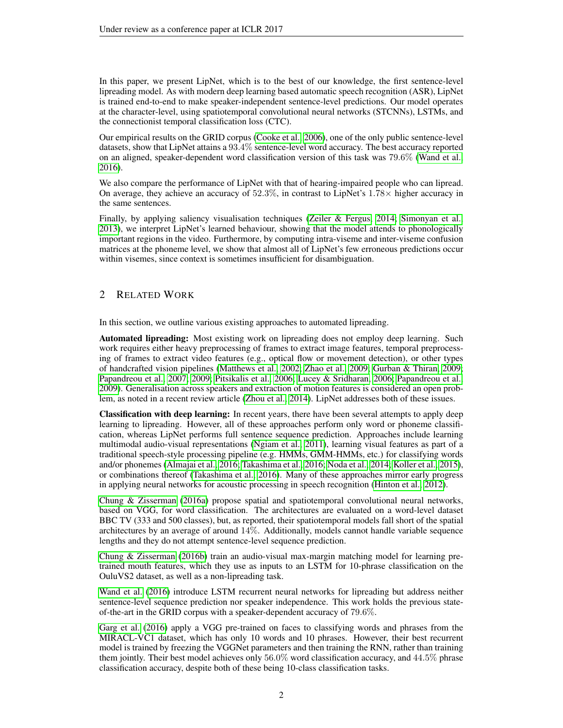In this paper, we present LipNet, which is to the best of our knowledge, the first sentence-level lipreading model. As with modern deep learning based automatic speech recognition (ASR), LipNet is trained end-to-end to make speaker-independent sentence-level predictions. Our model operates at the character-level, using spatiotemporal convolutional neural networks (STCNNs), LSTMs, and the connectionist temporal classification loss (CTC).

Our empirical results on the GRID corpus (Cooke et al., 2006), one of the only public sentence-level datasets, show that LipNet attains a $93.4\%$ sentence-level word accuracy. The best accuracy reported on an aligned, speaker-dependent word classification version of this task was $79.6\%$ (Wand et al., 2016).

We also compare the performance of LipNet with that of hearing-impaired people who can lipread. On average, they achieve an accuracy of $52.3\%$, in contrast to LipNet's $1.78\times$ higher accuracy in the same sentences.

Finally, by applying saliency visualisation techniques (Zeiler & Fergus, 2014; Simonyan et al., 2013), we interpret LipNet's learned behaviour, showing that the model attends to phonologically important regions in the video. Furthermore, by computing intra-viseme and inter-viseme confusion matrices at the phoneme level, we show that almost all of LipNet's few erroneous predictions occur within visemes, since context is sometimes insufficient for disambiguation.

## 2 Related Work

In this section, we outline various existing approaches to automated lipreading.

**Automated lipreading:** Most existing work on lipreading does not employ deep learning. Such work requires either heavy preprocessing of frames to extract image features, temporal preprocessing of frames to extract video features (e.g., optical flow or movement detection), or other types of handcrafted vision pipelines (Matthews et al., 2002; Zhao et al., 2009; Gurban & Thiran, 2009; Papandreou et al., 2007; 2009; Pitsikalis et al., 2006; Lucey & Sridharan, 2006; Papandreou et al., 2009). Generalisation across speakers and extraction of motion features is considered an open problem, as noted in a recent review article (Zhou et al., 2014). LipNet addresses both of these issues.

**Classification with deep learning:** In recent years, there have been several attempts to apply deep learning to lipreading. However, all of these approaches perform only word or phoneme classification, whereas LipNet performs full sentence sequence prediction. Approaches include learning multimodal audio-visual representations (Ngiam et al., 2011), learning visual features as part of a traditional speech-style processing pipeline (e.g. HMMs, GMM-HMMs, etc.) for classifying words and/or phonemes (Almajai et al., 2016; Takashima et al., 2016; Noda et al., 2014; Koller et al., 2015), or combinations thereof (Takashima et al., 2016). Many of these approaches mirror early progress in applying neural networks for acoustic processing in speech recognition (Hinton et al., 2012).

Chung & Zisserman (2016a) propose spatial and spatiotemporal convolutional neural networks, based on VGG, for word classification. The architectures are evaluated on a word-level dataset BBC TV (333 and 500 classes), but, as reported, their spatiotemporal models fall short of the spatial architectures by an average of around $14\%$. Additionally, models cannot handle variable sequence lengths and they do not attempt sentence-level sequence prediction.

Chung & Zisserman (2016b) train an audio-visual max-margin matching model for learning pre-trained mouth features, which they use as inputs to an LSTM for 10-phrase classification on the OuluVS2 dataset, as well as a non-lipreading task.

Wand et al. (2016) introduce LSTM recurrent neural networks for lipreading but address neither sentence-level sequence prediction nor speaker independence. This work holds the previous state-of-the-art in the GRID corpus with a speaker-dependent accuracy of $79.6\%$.

Garg et al. (2016) apply a VGG pre-trained on faces to classifying words and phrases from the MIRACL-VC1 dataset, which has only 10 words and 10 phrases. However, their best recurrent model is trained by freezing the VGGNet parameters and then training the RNN, rather than training them jointly. Their best model achieves only $56.0\%$ word classification accuracy, and $44.5\%$ phrase classification accuracy, despite both of these being 10-class classification tasks.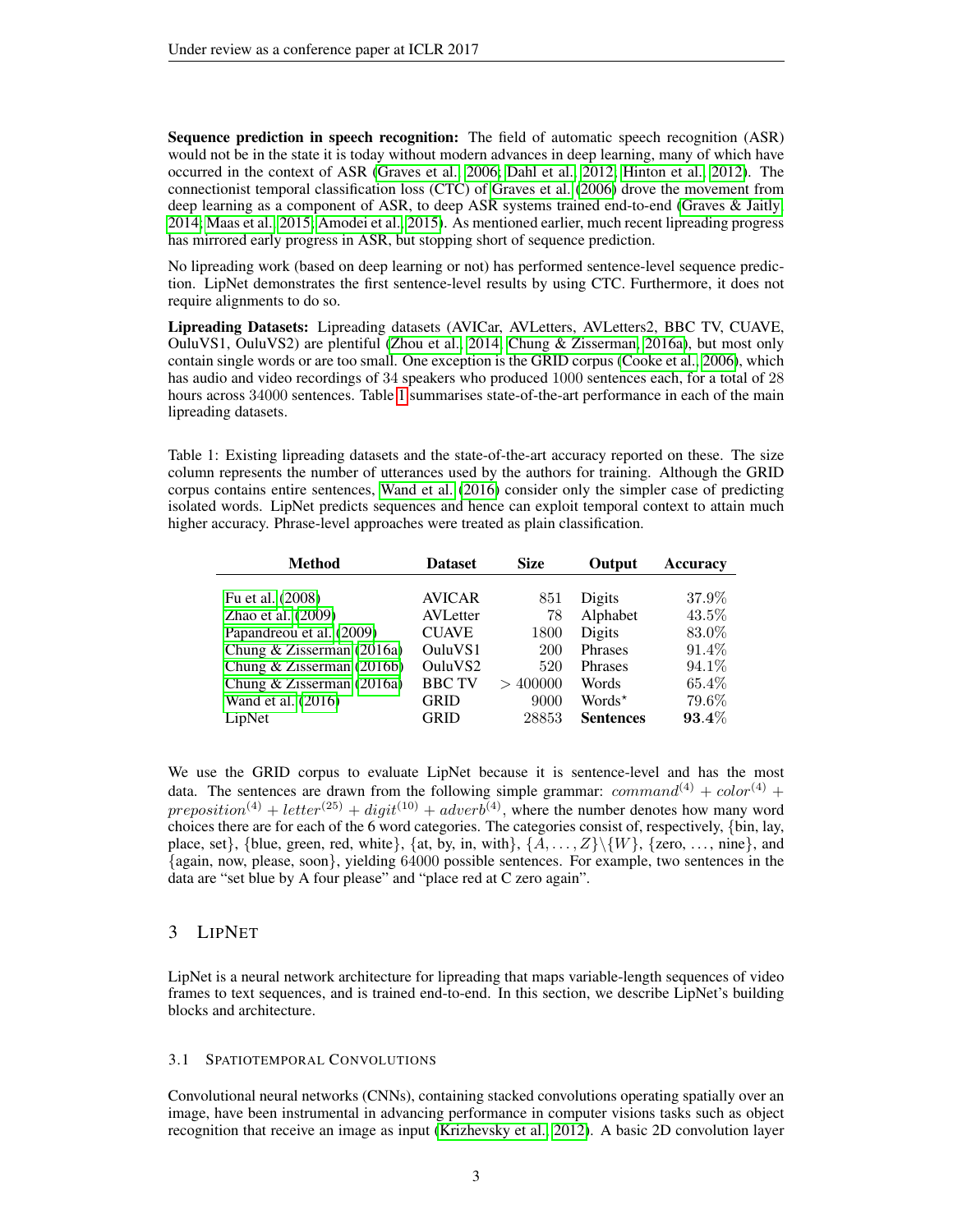**Sequence prediction in speech recognition:** The field of automatic speech recognition (ASR) would not be in the state it is today without modern advances in deep learning, many of which have occurred in the context of ASR (Graves et al., 2006; Dahl et al., 2012; Hinton et al., 2012). The connectionist temporal classification loss (CTC) of Graves et al. (2006) drove the movement from deep learning as a component of ASR, to deep ASR systems trained end-to-end (Graves & Jaitly, 2014; Maas et al., 2015; Amodei et al., 2015). As mentioned earlier, much recent lipreading progress has mirrored early progress in ASR, but stopping short of sequence prediction.

No lipreading work (based on deep learning or not) has performed sentence-level sequence prediction. LipNet demonstrates the first sentence-level results by using CTC. Furthermore, it does not require alignments to do so.

**Lipreading Datasets:** Lipreading datasets (AVICar, AVLetters, AVLetters2, BBC TV, CUAVE, OuluVS1, OuluVS2) are plentiful (Zhou et al., 2014; Chung & Zisserman, 2016a), but most only contain single words or are too small. One exception is the GRID corpus (Cooke et al., 2006), which has audio and video recordings of 34 speakers who produced 1000 sentences each, for a total of 28 hours across 34000 sentences. Table 1 summarises state-of-the-art performance in each of the main lipreading datasets.

Table 1: Existing lipreading datasets and the state-of-the-art accuracy reported on these. The size column represents the number of utterances used by the authors for training. Although the GRID corpus contains entire sentences, Wand et al. (2016) consider only the simpler case of predicting isolated words. LipNet predicts sequences and hence can exploit temporal context to attain much higher accuracy. Phrase-level approaches were treated as plain classification.

| Method | Dataset | Size | Output | Accuracy |
|---|---|---|---|---|
| Fu et al. (2008) | AVICAR | 851 | Digits | 37.9% |
| Zhao et al. (2009) | AVLetter | 78 | Alphabet | 43.5% |
| Papandreou et al. (2009) | CUAVE | 1800 | Digits | 83.0% |
| Chung & Zisserman (2016a) | OuluVS1 | 200 | Phrases | 91.4% |
| Chung & Zisserman (2016b) | OuluVS2 | 520 | Phrases | 94.1% |
| Chung & Zisserman (2016a) | BBC TV | $> 400000$ | Words | 65.4% |
| Wand et al. (2016) | GRID | 9000 | Words$^\star$ | 79.6% |
| LipNet | GRID | 28853 | **Sentences** | **93.4%** |

We use the GRID corpus to evaluate LipNet because it is sentence-level and has the most data. The sentences are drawn from the following simple grammar: $command^{(4)} + color^{(4)} + preposition^{(4)} + letter^{(25)} + digit^{(10)} + adverb^{(4)}$, where the number denotes how many word choices there are for each of the 6 word categories. The categories consist of, respectively, {bin, lay, place, set}, {blue, green, red, white}, {at, by, in, with}, $\{A, \dots, Z\}\backslash\{W\}$, {zero, …, nine}, and {again, now, please, soon}, yielding 64000 possible sentences. For example, two sentences in the data are "set blue by A four please" and "place red at C zero again".

## 3 LipNet

LipNet is a neural network architecture for lipreading that maps variable-length sequences of video frames to text sequences, and is trained end-to-end. In this section, we describe LipNet's building blocks and architecture.

### 3.1 Spatiotemporal Convolutions

Convolutional neural networks (CNNs), containing stacked convolutions operating spatially over an image, have been instrumental in advancing performance in computer visions tasks such as object recognition that receive an image as input (Krizhevsky et al., 2012). A basic 2D convolution layer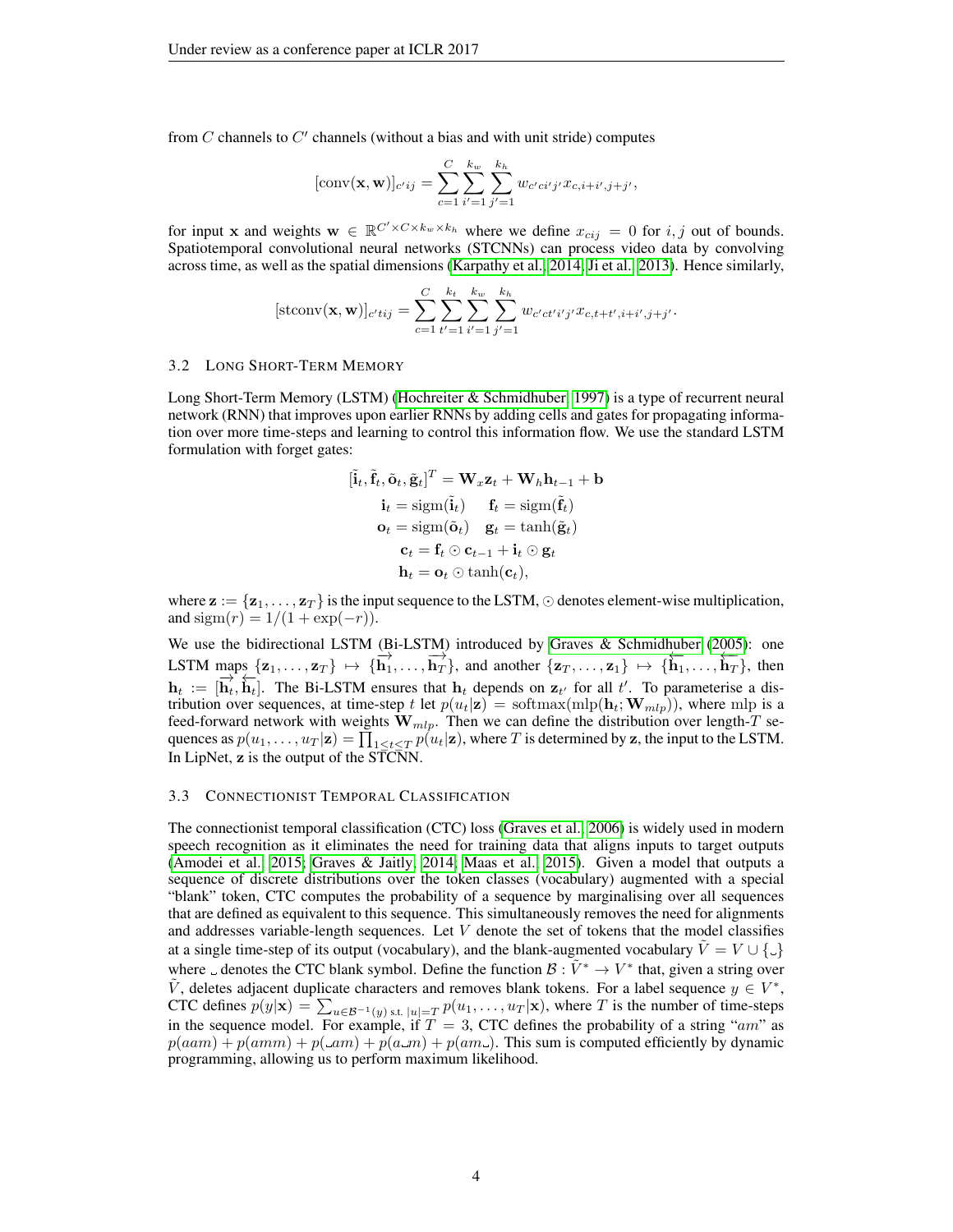from $C$ channels to $C'$ channels (without a bias and with unit stride) computes

$$[\text{conv}(\mathbf{x}, \mathbf{w})]_{c'ij} = \sum_{c=1}^{C} \sum_{i'=1}^{k_w} \sum_{j'=1}^{k_h} w_{c'ci'j'} x_{c,i+i',j+j'},$$

for input $\mathbf{x}$ and weights $\mathbf{w} \in \mathbb{R}^{C' \times C \times k_w \times k_h}$ where we define $x_{cij} = 0$ for $i, j$ out of bounds. Spatiotemporal convolutional neural networks (STCNNs) can process video data by convolving across time, as well as the spatial dimensions (Karpathy et al., 2014; Ji et al., 2013). Hence similarly,

$$[\text{stconv}(\mathbf{x}, \mathbf{w})]_{c'tij} = \sum_{c=1}^{C} \sum_{t'=1}^{k_t} \sum_{i'=1}^{k_w} \sum_{j'=1}^{k_h} w_{c'ct'i'j'} x_{c,t+t',i+i',j+j'}.$$

### 3.2 Long Short-Term Memory

Long Short-Term Memory (LSTM) (Hochreiter & Schmidhuber, 1997) is a type of recurrent neural network (RNN) that improves upon earlier RNNs by adding cells and gates for propagating information over more time-steps and learning to control this information flow. We use the standard LSTM formulation with forget gates:

$$\begin{aligned}
[\tilde{\mathbf{i}}_t, \tilde{\mathbf{f}}_t, \tilde{\mathbf{o}}_t, \tilde{\mathbf{g}}_t]^T &= \mathbf{W}_x \mathbf{z}_t + \mathbf{W}_h \mathbf{h}_{t-1} + \mathbf{b} \\
\mathbf{i}_t = \text{sigm}(\tilde{\mathbf{i}}_t) &\quad \mathbf{f}_t = \text{sigm}(\tilde{\mathbf{f}}_t) \\
\mathbf{o}_t = \text{sigm}(\tilde{\mathbf{o}}_t) &\quad \mathbf{g}_t = \tanh(\tilde{\mathbf{g}}_t) \\
\mathbf{c}_t &= \mathbf{f}_t \odot \mathbf{c}_{t-1} + \mathbf{i}_t \odot \mathbf{g}_t \\
\mathbf{h}_t &= \mathbf{o}_t \odot \tanh(\mathbf{c}_t),
\end{aligned}$$

where $\mathbf{z} := \{\mathbf{z}_1, \ldots, \mathbf{z}_T\}$ is the input sequence to the LSTM, $\odot$ denotes element-wise multiplication, and $\text{sigm}(r) = 1/(1 + \exp(-r))$.

We use the bidirectional LSTM (Bi-LSTM) introduced by Graves & Schmidhuber (2005): one LSTM maps $\{\mathbf{z}_1, \ldots, \mathbf{z}_T\} \mapsto \{\overrightarrow{\mathbf{h}}_1, \ldots, \overrightarrow{\mathbf{h}}_T\}$, and another $\{\mathbf{z}_T, \ldots, \mathbf{z}_1\} \mapsto \{\overleftarrow{\mathbf{h}}_1, \ldots, \overleftarrow{\mathbf{h}}_T\}$, then $\mathbf{h}_t := [\overrightarrow{\mathbf{h}}_t, \overleftarrow{\mathbf{h}}_t]$. The Bi-LSTM ensures that $\mathbf{h}_t$ depends on $\mathbf{z}_{t'}$ for all $t'$. To parameterise a distribution over sequences, at time-step $t$ let $p(u_t|\mathbf{z}) = \text{softmax}(\text{mlp}(\mathbf{h}_t; \mathbf{W}_{mlp}))$, where mlp is a feed-forward network with weights $\mathbf{W}_{mlp}$. Then we can define the distribution over length-$T$ sequences as $p(u_1, \ldots, u_T|\mathbf{z}) = \prod_{1 \le t \le T} p(u_t|\mathbf{z})$, where $T$ is determined by $\mathbf{z}$, the input to the LSTM. In LipNet, $\mathbf{z}$ is the output of the STCNN.

### 3.3 Connectionist Temporal Classification

The connectionist temporal classification (CTC) loss (Graves et al., 2006) is widely used in modern speech recognition as it eliminates the need for training data that aligns inputs to target outputs (Amodei et al., 2015; Graves & Jaitly, 2014; Maas et al., 2015). Given a model that outputs a sequence of discrete distributions over the token classes (vocabulary) augmented with a special "blank" token, CTC computes the probability of a sequence by marginalising over all sequences that are defined as equivalent to this sequence. This simultaneously removes the need for alignments and addresses variable-length sequences. Let $V$ denote the set of tokens that the model classifies at a single time-step of its output (vocabulary), and the blank-augmented vocabulary $\tilde{V} = V \cup \{\text{␣}\}$ where ␣ denotes the CTC blank symbol. Define the function $\mathcal{B} : \tilde{V}^* \to V^*$ that, given a string over $\tilde{V}$, deletes adjacent duplicate characters and removes blank tokens. For a label sequence $y \in V^*$, CTC defines $p(y|\mathbf{x}) = \sum_{u \in \mathcal{B}^{-1}(y) \text{ s.t. } |u|=T} p(u_1, \ldots, u_T|\mathbf{x})$, where $T$ is the number of time-steps in the sequence model. For example, if $T = 3$, CTC defines the probability of a string "$am$" as $p(aam) + p(amm) + p(\text{␣}am) + p(a\text{␣}m) + p(am\text{␣})$. This sum is computed efficiently by dynamic programming, allowing us to perform maximum likelihood.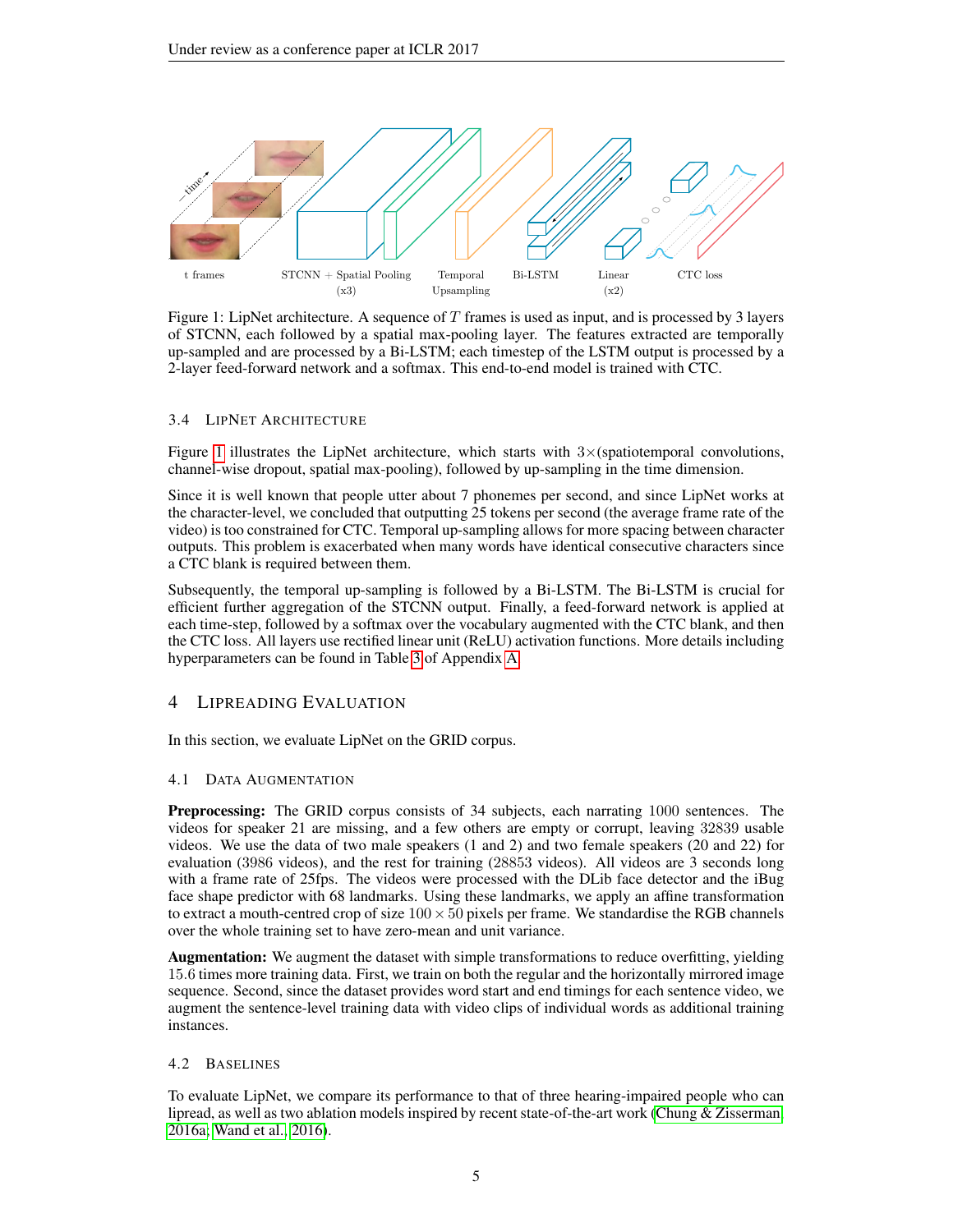t frames STCNN + Spatial Pooling (x3) Temporal Upsampling Bi-LSTM Linear (x2) CTC loss

Figure 1: LipNet architecture. A sequence of $T$ frames is used as input, and is processed by 3 layers of STCNN, each followed by a spatial max-pooling layer. The features extracted are temporally up-sampled and are processed by a Bi-LSTM; each timestep of the LSTM output is processed by a 2-layer feed-forward network and a softmax. This end-to-end model is trained with CTC.

### 3.4 LipNet Architecture

Figure 1 illustrates the LipNet architecture, which starts with $3\times$(spatiotemporal convolutions, channel-wise dropout, spatial max-pooling), followed by up-sampling in the time dimension.

Since it is well known that people utter about 7 phonemes per second, and since LipNet works at the character-level, we concluded that outputting 25 tokens per second (the average frame rate of the video) is too constrained for CTC. Temporal up-sampling allows for more spacing between character outputs. This problem is exacerbated when many words have identical consecutive characters since a CTC blank is required between them.

Subsequently, the temporal up-sampling is followed by a Bi-LSTM. The Bi-LSTM is crucial for efficient further aggregation of the STCNN output. Finally, a feed-forward network is applied at each time-step, followed by a softmax over the vocabulary augmented with the CTC blank, and then the CTC loss. All layers use rectified linear unit (ReLU) activation functions. More details including hyperparameters can be found in Table 3 of Appendix A.

## 4 Lipreading Evaluation

In this section, we evaluate LipNet on the GRID corpus.

### 4.1 Data Augmentation

**Preprocessing:** The GRID corpus consists of 34 subjects, each narrating 1000 sentences. The videos for speaker 21 are missing, and a few others are empty or corrupt, leaving 32839 usable videos. We use the data of two male speakers (1 and 2) and two female speakers (20 and 22) for evaluation (3986 videos), and the rest for training (28853 videos). All videos are 3 seconds long with a frame rate of 25fps. The videos were processed with the DLib face detector and the iBug face shape predictor with 68 landmarks. Using these landmarks, we apply an affine transformation to extract a mouth-centred crop of size $100 \times 50$ pixels per frame. We standardise the RGB channels over the whole training set to have zero-mean and unit variance.

**Augmentation:** We augment the dataset with simple transformations to reduce overfitting, yielding 15.6 times more training data. First, we train on both the regular and the horizontally mirrored image sequence. Second, since the dataset provides word start and end timings for each sentence video, we augment the sentence-level training data with video clips of individual words as additional training instances.

### 4.2 Baselines

To evaluate LipNet, we compare its performance to that of three hearing-impaired people who can lipread, as well as two ablation models inspired by recent state-of-the-art work (Chung & Zisserman, 2016a; Wand et al., 2016).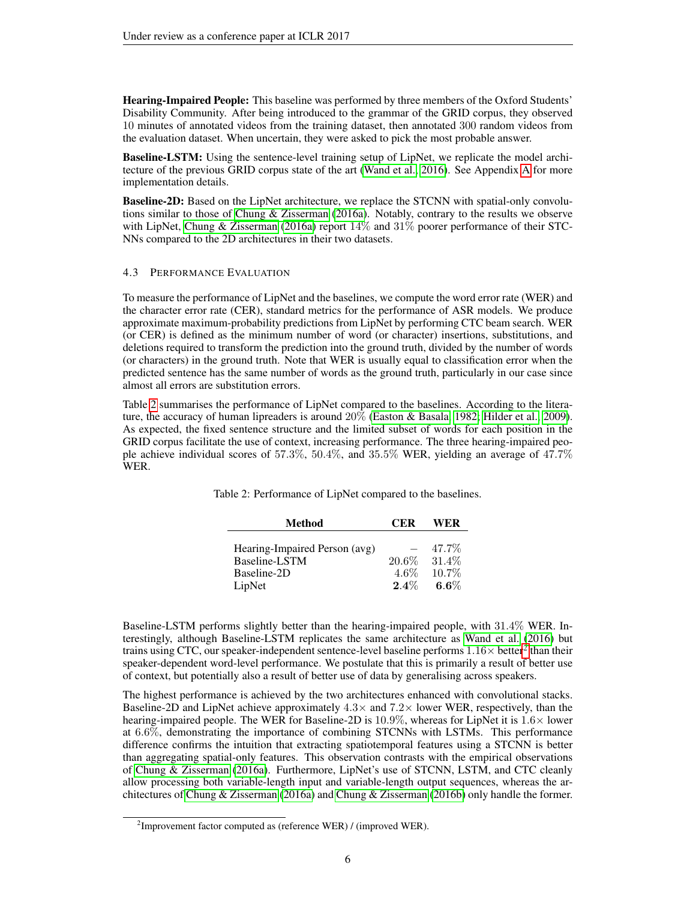**Hearing-Impaired People:** This baseline was performed by three members of the Oxford Students' Disability Community. After being introduced to the grammar of the GRID corpus, they observed 10 minutes of annotated videos from the training dataset, then annotated 300 random videos from the evaluation dataset. When uncertain, they were asked to pick the most probable answer.

**Baseline-LSTM:** Using the sentence-level training setup of LipNet, we replicate the model architecture of the previous GRID corpus state of the art (Wand et al., 2016). See Appendix A for more implementation details.

**Baseline-2D:** Based on the LipNet architecture, we replace the STCNN with spatial-only convolutions similar to those of Chung & Zisserman (2016a). Notably, contrary to the results we observe with LipNet, Chung & Zisserman (2016a) report 14% and 31% poorer performance of their STCNNs compared to the 2D architectures in their two datasets.

### 4.3 Performance Evaluation

To measure the performance of LipNet and the baselines, we compute the word error rate (WER) and the character error rate (CER), standard metrics for the performance of ASR models. We produce approximate maximum-probability predictions from LipNet by performing CTC beam search. WER (or CER) is defined as the minimum number of word (or character) insertions, substitutions, and deletions required to transform the prediction into the ground truth, divided by the number of words (or characters) in the ground truth. Note that WER is usually equal to classification error when the predicted sentence has the same number of words as the ground truth, particularly in our case since almost all errors are substitution errors.

Table 2 summarises the performance of LipNet compared to the baselines. According to the literature, the accuracy of human lipreaders is around 20% (Easton & Basala, 1982; Hilder et al., 2009). As expected, the fixed sentence structure and the limited subset of words for each position in the GRID corpus facilitate the use of context, increasing performance. The three hearing-impaired people achieve individual scores of 57.3%, 50.4%, and 35.5% WER, yielding an average of 47.7% WER.

Table 2: Performance of LipNet compared to the baselines.

| Method | CER | WER |
|---|---|---|
| Hearing-Impaired Person (avg) | – | 47.7% |
| Baseline-LSTM | 20.6% | 31.4% |
| Baseline-2D | 4.6% | 10.7% |
| LipNet | **2.4%** | **6.6%** |

Baseline-LSTM performs slightly better than the hearing-impaired people, with 31.4% WER. Interestingly, although Baseline-LSTM replicates the same architecture as Wand et al. (2016) but trains using CTC, our speaker-independent sentence-level baseline performs $1.16\times$ better[2] than their speaker-dependent word-level performance. We postulate that this is primarily a result of better use of context, but potentially also a result of better use of data by generalising across speakers.

The highest performance is achieved by the two architectures enhanced with convolutional stacks. Baseline-2D and LipNet achieve approximately $4.3\times$ and $7.2\times$ lower WER, respectively, than the hearing-impaired people. The WER for Baseline-2D is 10.9%, whereas for LipNet it is $1.6\times$ lower at 6.6%, demonstrating the importance of combining STCNNs with LSTMs. This performance difference confirms the intuition that extracting spatiotemporal features using a STCNN is better than aggregating spatial-only features. This observation contrasts with the empirical observations of Chung & Zisserman (2016a). Furthermore, LipNet's use of STCNN, LSTM, and CTC cleanly allow processing both variable-length input and variable-length output sequences, whereas the architectures of Chung & Zisserman (2016a) and Chung & Zisserman (2016b) only handle the former.

[2] Improvement factor computed as (reference WER) / (improved WER).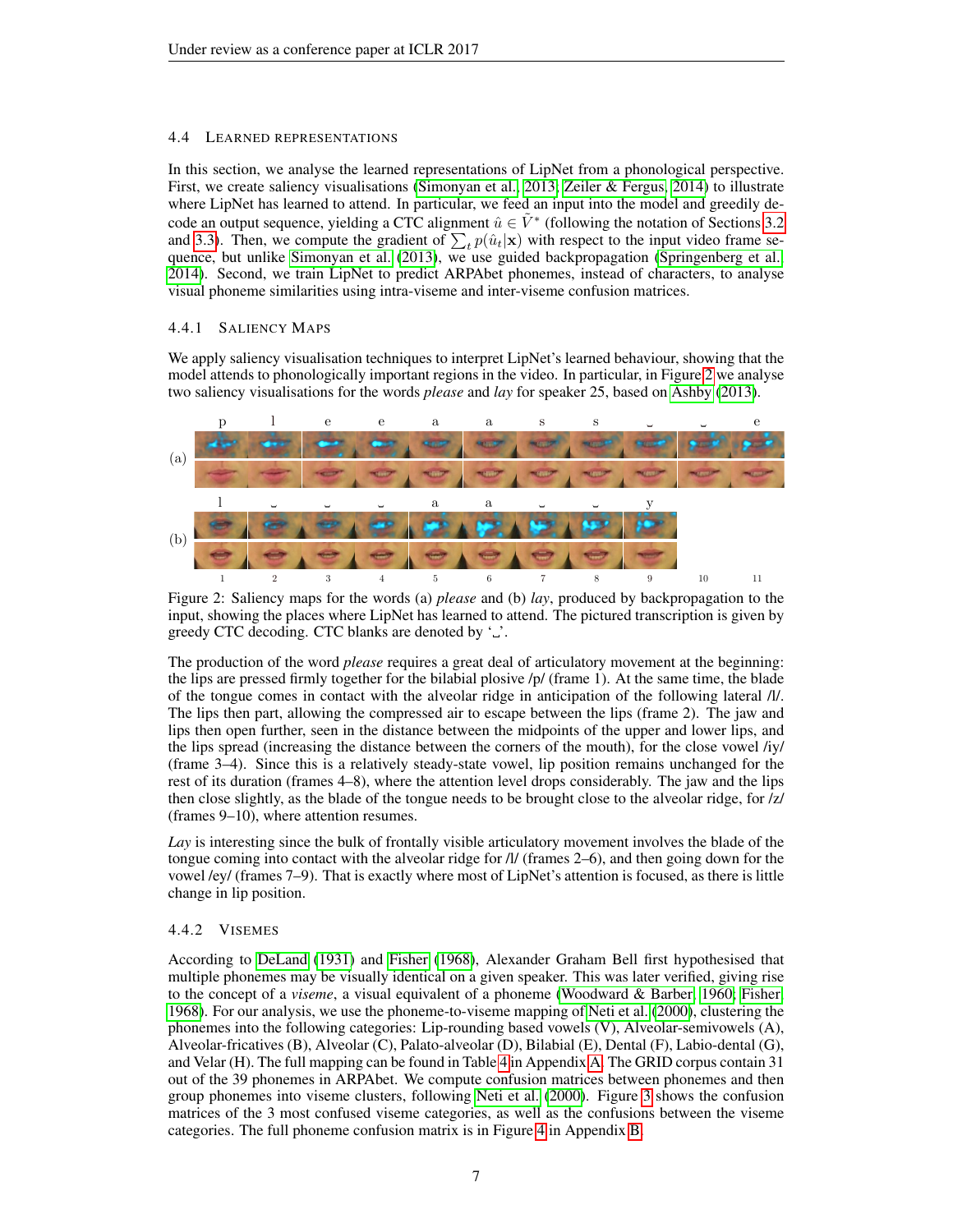### 4.4 Learned Representations

In this section, we analyse the learned representations of LipNet from a phonological perspective. First, we create saliency visualisations (Simonyan et al., 2013; Zeiler & Fergus, 2014) to illustrate where LipNet has learned to attend. In particular, we feed an input into the model and greedily decode an output sequence, yielding a CTC alignment $\hat{u} \in \tilde{V}^*$ (following the notation of Sections 3.2 and 3.3). Then, we compute the gradient of $\sum_t p(\hat{u}_t|\mathbf{x})$ with respect to the input video frame sequence, but unlike Simonyan et al. (2013), we use guided backpropagation (Springenberg et al., 2014). Second, we train LipNet to predict ARPAbet phonemes, instead of characters, to analyse visual phoneme similarities using intra-viseme and inter-viseme confusion matrices.

#### 4.4.1 Saliency Maps

We apply saliency visualisation techniques to interpret LipNet's learned behaviour, showing that the model attends to phonologically important regions in the video. In particular, in Figure 2 we analyse two saliency visualisations for the words *please* and *lay* for speaker 25, based on Ashby (2013).

Figure 2: Saliency maps for the words (a) *please* and (b) *lay*, produced by backpropagation to the input, showing the places where LipNet has learned to attend. The pictured transcription is given by greedy CTC decoding. CTC blanks are denoted by '␣'.

The production of the word *please* requires a great deal of articulatory movement at the beginning: the lips are pressed firmly together for the bilabial plosive /p/ (frame 1). At the same time, the blade of the tongue comes in contact with the alveolar ridge in anticipation of the following lateral /l/. The lips then part, allowing the compressed air to escape between the lips (frame 2). The jaw and lips then open further, seen in the distance between the midpoints of the upper and lower lips, and the lips spread (increasing the distance between the corners of the mouth), for the close vowel /iy/ (frame 3–4). Since this is a relatively steady-state vowel, lip position remains unchanged for the rest of its duration (frames 4–8), where the attention level drops considerably. The jaw and the lips then close slightly, as the blade of the tongue needs to be brought close to the alveolar ridge, for /z/ (frames 9–10), where attention resumes.

*Lay* is interesting since the bulk of frontally visible articulatory movement involves the blade of the tongue coming into contact with the alveolar ridge for /l/ (frames 2–6), and then going down for the vowel /ey/ (frames 7–9). That is exactly where most of LipNet's attention is focused, as there is little change in lip position.

#### 4.4.2 Visemes

According to DeLand (1931) and Fisher (1968), Alexander Graham Bell first hypothesised that multiple phonemes may be visually identical on a given speaker. This was later verified, giving rise to the concept of a *viseme*, a visual equivalent of a phoneme (Woodward & Barber, 1960; Fisher, 1968). For our analysis, we use the phoneme-to-viseme mapping of Neti et al. (2000), clustering the phonemes into the following categories: Lip-rounding based vowels (V), Alveolar-semivowels (A), Alveolar-fricatives (B), Alveolar (C), Palato-alveolar (D), Bilabial (E), Dental (F), Labio-dental (G), and Velar (H). The full mapping can be found in Table 4 in Appendix A. The GRID corpus contain 31 out of the 39 phonemes in ARPAbet. We compute confusion matrices between phonemes and then group phonemes into viseme clusters, following Neti et al. (2000). Figure 3 shows the confusion matrices of the 3 most confused viseme categories, as well as the confusions between the viseme categories. The full phoneme confusion matrix is in Figure 4 in Appendix B.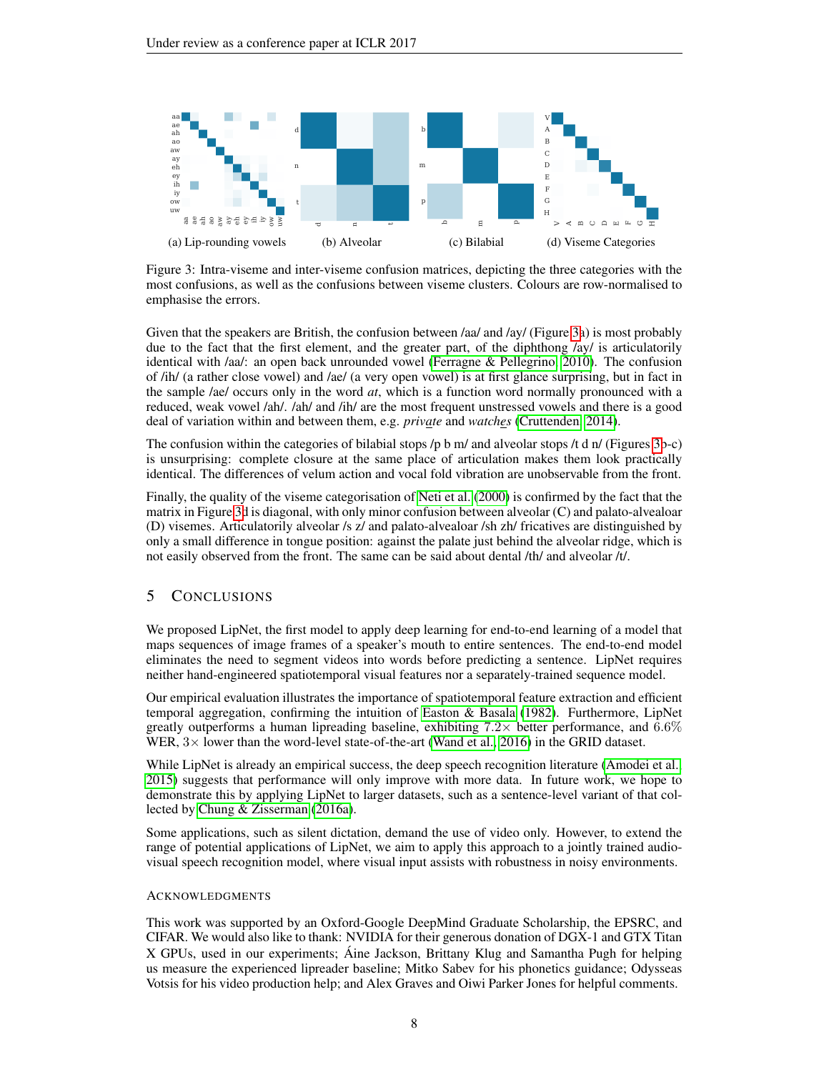(a) Lip-rounding vowels (b) Alveolar (c) Bilabial (d) Viseme Categories

Figure 3: Intra-viseme and inter-viseme confusion matrices, depicting the three categories with the most confusions, as well as the confusions between viseme clusters. Colours are row-normalised to emphasise the errors.

Given that the speakers are British, the confusion between /aa/ and /ay/ (Figure 3a) is most probably due to the fact that the first element, and the greater part, of the diphthong /ay/ is articulatorily identical with /aa/: an open back unrounded vowel (Ferragne & Pellegrino, 2010). The confusion of /ih/ (a rather close vowel) and /ae/ (a very open vowel) is at first glance surprising, but in fact in the sample /ae/ occurs only in the word *at*, which is a function word normally pronounced with a reduced, weak vowel /ah/. /ah/ and /ih/ are the most frequent unstressed vowels and there is a good deal of variation within and between them, e.g. *private* and *watches* (Cruttenden, 2014).

The confusion within the categories of bilabial stops /p b m/ and alveolar stops /t d n/ (Figures 3b-c) is unsurprising: complete closure at the same place of articulation makes them look practically identical. The differences of velum action and vocal fold vibration are unobservable from the front.

Finally, the quality of the viseme categorisation of Neti et al. (2000) is confirmed by the fact that the matrix in Figure 3d is diagonal, with only minor confusion between alveolar (C) and palato-alvealoar (D) visemes. Articulatorily alveolar /s z/ and palato-alvealoar /sh zh/ fricatives are distinguished by only a small difference in tongue position: against the palate just behind the alveolar ridge, which is not easily observed from the front. The same can be said about dental /th/ and alveolar /t/.

## 5 Conclusions

We proposed LipNet, the first model to apply deep learning for end-to-end learning of a model that maps sequences of image frames of a speaker's mouth to entire sentences. The end-to-end model eliminates the need to segment videos into words before predicting a sentence. LipNet requires neither hand-engineered spatiotemporal visual features nor a separately-trained sequence model.

Our empirical evaluation illustrates the importance of spatiotemporal feature extraction and efficient temporal aggregation, confirming the intuition of Easton & Basala (1982). Furthermore, LipNet greatly outperforms a human lipreading baseline, exhibiting $7.2\times$ better performance, and $6.6\%$ WER, $3\times$ lower than the word-level state-of-the-art (Wand et al., 2016) in the GRID dataset.

While LipNet is already an empirical success, the deep speech recognition literature (Amodei et al., 2015) suggests that performance will only improve with more data. In future work, we hope to demonstrate this by applying LipNet to larger datasets, such as a sentence-level variant of that collected by Chung & Zisserman (2016a).

Some applications, such as silent dictation, demand the use of video only. However, to extend the range of potential applications of LipNet, we aim to apply this approach to a jointly trained audio-visual speech recognition model, where visual input assists with robustness in noisy environments.

### Acknowledgments

This work was supported by an Oxford-Google DeepMind Graduate Scholarship, the EPSRC, and CIFAR. We would also like to thank: NVIDIA for their generous donation of DGX-1 and GTX Titan X GPUs, used in our experiments; Áine Jackson, Brittany Klug and Samantha Pugh for helping us measure the experienced lipreader baseline; Mitko Sabev for his phonetics guidance; Odysseas Votsis for his video production help; and Alex Graves and Oiwi Parker Jones for helpful comments.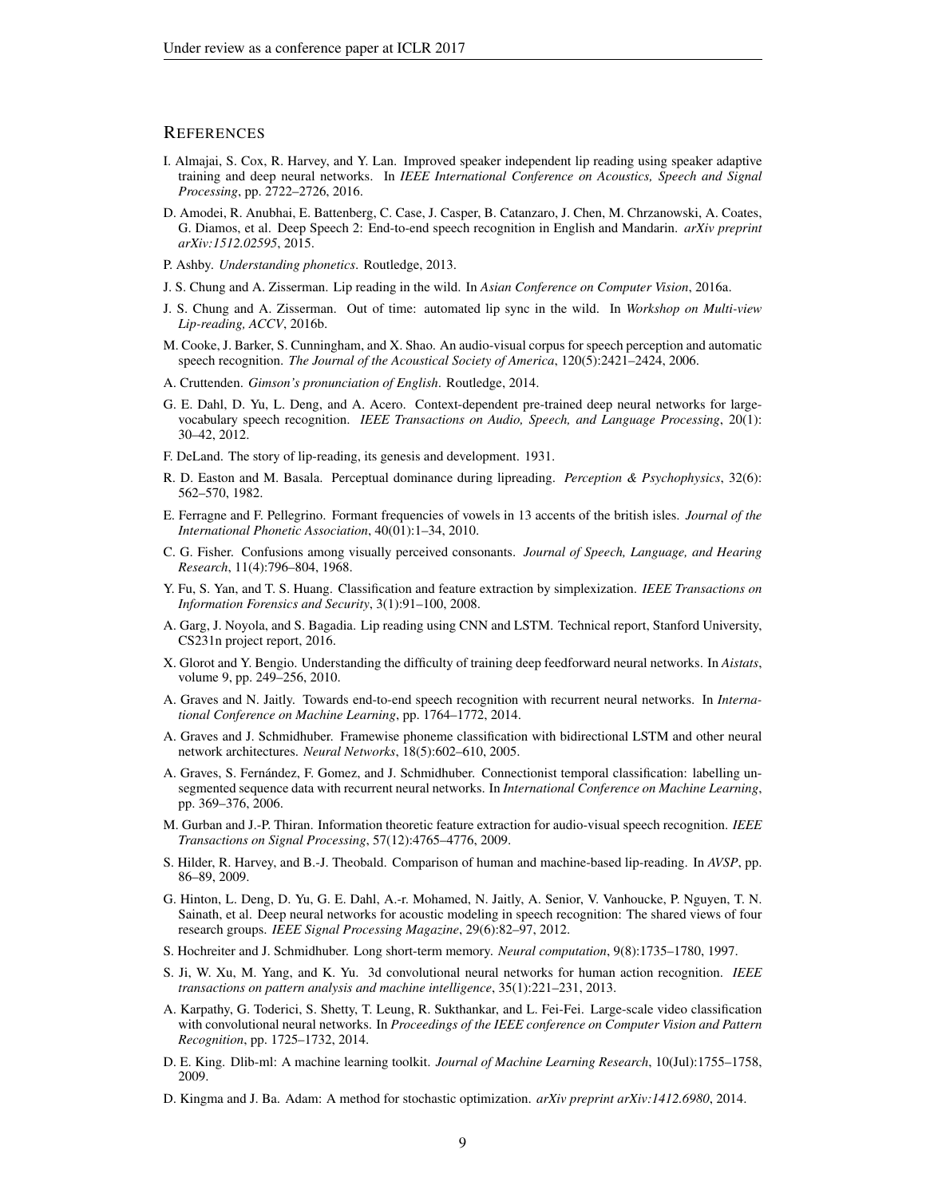## REFERENCES

I. Almajai, S. Cox, R. Harvey, and Y. Lan. Improved speaker independent lip reading using speaker adaptive training and deep neural networks. In *IEEE International Conference on Acoustics, Speech and Signal Processing*, pp. 2722–2726, 2016.

D. Amodei, R. Anubhai, E. Battenberg, C. Case, J. Casper, B. Catanzaro, J. Chen, M. Chrzanowski, A. Coates, G. Diamos, et al. Deep Speech 2: End-to-end speech recognition in English and Mandarin. *arXiv preprint arXiv:1512.02595*, 2015.

P. Ashby. *Understanding phonetics*. Routledge, 2013.

J. S. Chung and A. Zisserman. Lip reading in the wild. In *Asian Conference on Computer Vision*, 2016a.

J. S. Chung and A. Zisserman. Out of time: automated lip sync in the wild. In *Workshop on Multi-view Lip-reading, ACCV*, 2016b.

M. Cooke, J. Barker, S. Cunningham, and X. Shao. An audio-visual corpus for speech perception and automatic speech recognition. *The Journal of the Acoustical Society of America*, 120(5):2421–2424, 2006.

A. Cruttenden. *Gimson's pronunciation of English*. Routledge, 2014.

G. E. Dahl, D. Yu, L. Deng, and A. Acero. Context-dependent pre-trained deep neural networks for large-vocabulary speech recognition. *IEEE Transactions on Audio, Speech, and Language Processing*, 20(1): 30–42, 2012.

F. DeLand. The story of lip-reading, its genesis and development. 1931.

R. D. Easton and M. Basala. Perceptual dominance during lipreading. *Perception & Psychophysics*, 32(6): 562–570, 1982.

E. Ferragne and F. Pellegrino. Formant frequencies of vowels in 13 accents of the british isles. *Journal of the International Phonetic Association*, 40(01):1–34, 2010.

C. G. Fisher. Confusions among visually perceived consonants. *Journal of Speech, Language, and Hearing Research*, 11(4):796–804, 1968.

Y. Fu, S. Yan, and T. S. Huang. Classification and feature extraction by simplexization. *IEEE Transactions on Information Forensics and Security*, 3(1):91–100, 2008.

A. Garg, J. Noyola, and S. Bagadia. Lip reading using CNN and LSTM. Technical report, Stanford University, CS231n project report, 2016.

X. Glorot and Y. Bengio. Understanding the difficulty of training deep feedforward neural networks. In *Aistats*, volume 9, pp. 249–256, 2010.

A. Graves and N. Jaitly. Towards end-to-end speech recognition with recurrent neural networks. In *International Conference on Machine Learning*, pp. 1764–1772, 2014.

A. Graves and J. Schmidhuber. Framewise phoneme classification with bidirectional LSTM and other neural network architectures. *Neural Networks*, 18(5):602–610, 2005.

A. Graves, S. Fernández, F. Gomez, and J. Schmidhuber. Connectionist temporal classification: labelling unsegmented sequence data with recurrent neural networks. In *International Conference on Machine Learning*, pp. 369–376, 2006.

M. Gurban and J.-P. Thiran. Information theoretic feature extraction for audio-visual speech recognition. *IEEE Transactions on Signal Processing*, 57(12):4765–4776, 2009.

S. Hilder, R. Harvey, and B.-J. Theobald. Comparison of human and machine-based lip-reading. In *AVSP*, pp. 86–89, 2009.

G. Hinton, L. Deng, D. Yu, G. E. Dahl, A.-r. Mohamed, N. Jaitly, A. Senior, V. Vanhoucke, P. Nguyen, T. N. Sainath, et al. Deep neural networks for acoustic modeling in speech recognition: The shared views of four research groups. *IEEE Signal Processing Magazine*, 29(6):82–97, 2012.

S. Hochreiter and J. Schmidhuber. Long short-term memory. *Neural computation*, 9(8):1735–1780, 1997.

S. Ji, W. Xu, M. Yang, and K. Yu. 3d convolutional neural networks for human action recognition. *IEEE transactions on pattern analysis and machine intelligence*, 35(1):221–231, 2013.

A. Karpathy, G. Toderici, S. Shetty, T. Leung, R. Sukthankar, and L. Fei-Fei. Large-scale video classification with convolutional neural networks. In *Proceedings of the IEEE conference on Computer Vision and Pattern Recognition*, pp. 1725–1732, 2014.

D. E. King. Dlib-ml: A machine learning toolkit. *Journal of Machine Learning Research*, 10(Jul):1755–1758, 2009.

D. Kingma and J. Ba. Adam: A method for stochastic optimization. *arXiv preprint arXiv:1412.6980*, 2014.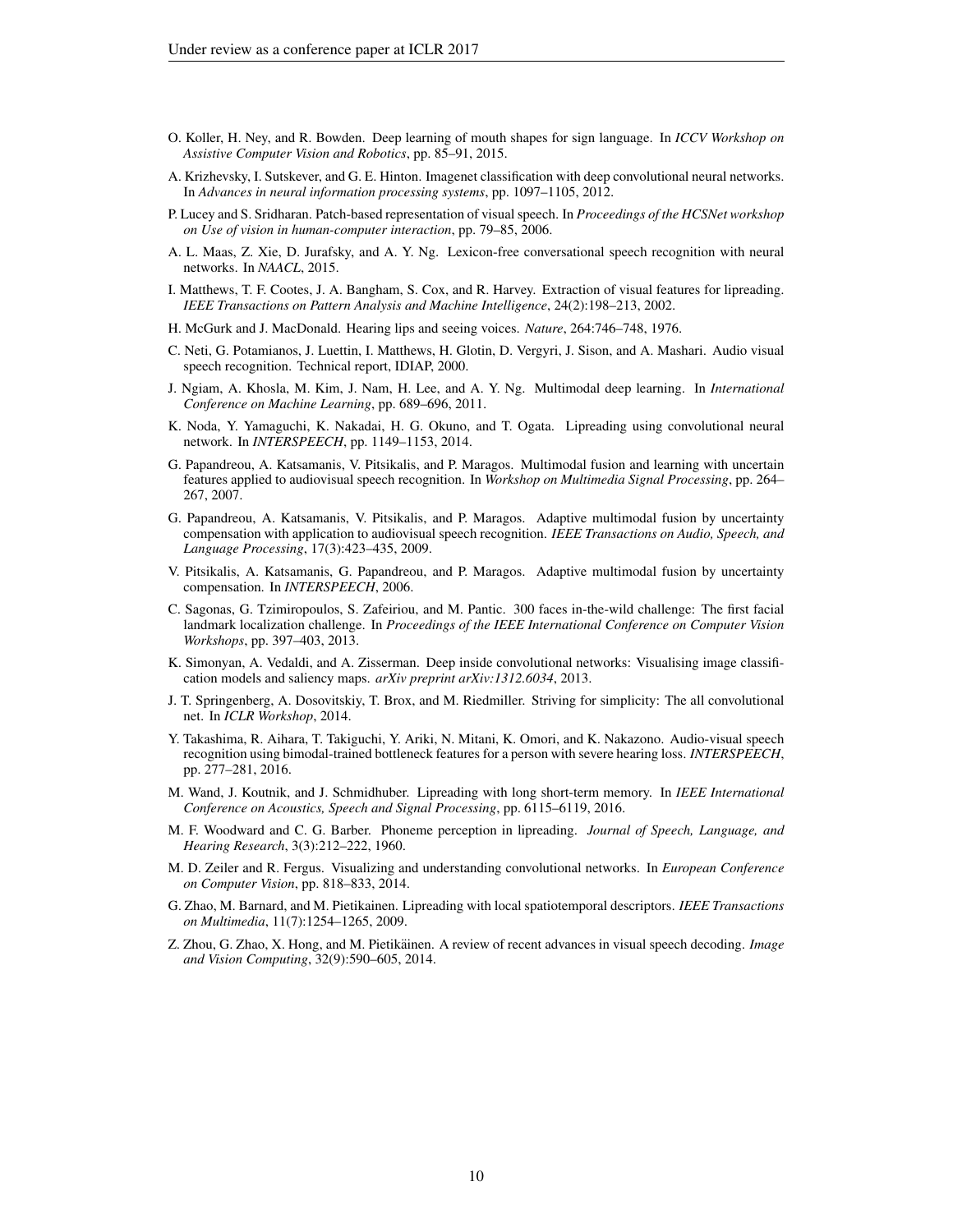O. Koller, H. Ney, and R. Bowden. Deep learning of mouth shapes for sign language. In *ICCV Workshop on Assistive Computer Vision and Robotics*, pp. 85–91, 2015.

A. Krizhevsky, I. Sutskever, and G. E. Hinton. Imagenet classification with deep convolutional neural networks. In *Advances in neural information processing systems*, pp. 1097–1105, 2012.

P. Lucey and S. Sridharan. Patch-based representation of visual speech. In *Proceedings of the HCSNet workshop on Use of vision in human-computer interaction*, pp. 79–85, 2006.

A. L. Maas, Z. Xie, D. Jurafsky, and A. Y. Ng. Lexicon-free conversational speech recognition with neural networks. In *NAACL*, 2015.

I. Matthews, T. F. Cootes, J. A. Bangham, S. Cox, and R. Harvey. Extraction of visual features for lipreading. *IEEE Transactions on Pattern Analysis and Machine Intelligence*, 24(2):198–213, 2002.

H. McGurk and J. MacDonald. Hearing lips and seeing voices. *Nature*, 264:746–748, 1976.

C. Neti, G. Potamianos, J. Luettin, I. Matthews, H. Glotin, D. Vergyri, J. Sison, and A. Mashari. Audio visual speech recognition. Technical report, IDIAP, 2000.

J. Ngiam, A. Khosla, M. Kim, J. Nam, H. Lee, and A. Y. Ng. Multimodal deep learning. In *International Conference on Machine Learning*, pp. 689–696, 2011.

K. Noda, Y. Yamaguchi, K. Nakadai, H. G. Okuno, and T. Ogata. Lipreading using convolutional neural network. In *INTERSPEECH*, pp. 1149–1153, 2014.

G. Papandreou, A. Katsamanis, V. Pitsikalis, and P. Maragos. Multimodal fusion and learning with uncertain features applied to audiovisual speech recognition. In *Workshop on Multimedia Signal Processing*, pp. 264–267, 2007.

G. Papandreou, A. Katsamanis, V. Pitsikalis, and P. Maragos. Adaptive multimodal fusion by uncertainty compensation with application to audiovisual speech recognition. *IEEE Transactions on Audio, Speech, and Language Processing*, 17(3):423–435, 2009.

V. Pitsikalis, A. Katsamanis, G. Papandreou, and P. Maragos. Adaptive multimodal fusion by uncertainty compensation. In *INTERSPEECH*, 2006.

C. Sagonas, G. Tzimiropoulos, S. Zafeiriou, and M. Pantic. 300 faces in-the-wild challenge: The first facial landmark localization challenge. In *Proceedings of the IEEE International Conference on Computer Vision Workshops*, pp. 397–403, 2013.

K. Simonyan, A. Vedaldi, and A. Zisserman. Deep inside convolutional networks: Visualising image classification models and saliency maps. *arXiv preprint arXiv:1312.6034*, 2013.

J. T. Springenberg, A. Dosovitskiy, T. Brox, and M. Riedmiller. Striving for simplicity: The all convolutional net. In *ICLR Workshop*, 2014.

Y. Takashima, R. Aihara, T. Takiguchi, Y. Ariki, N. Mitani, K. Omori, and K. Nakazono. Audio-visual speech recognition using bimodal-trained bottleneck features for a person with severe hearing loss. *INTERSPEECH*, pp. 277–281, 2016.

M. Wand, J. Koutnik, and J. Schmidhuber. Lipreading with long short-term memory. In *IEEE International Conference on Acoustics, Speech and Signal Processing*, pp. 6115–6119, 2016.

M. F. Woodward and C. G. Barber. Phoneme perception in lipreading. *Journal of Speech, Language, and Hearing Research*, 3(3):212–222, 1960.

M. D. Zeiler and R. Fergus. Visualizing and understanding convolutional networks. In *European Conference on Computer Vision*, pp. 818–833, 2014.

G. Zhao, M. Barnard, and M. Pietikainen. Lipreading with local spatiotemporal descriptors. *IEEE Transactions on Multimedia*, 11(7):1254–1265, 2009.

Z. Zhou, G. Zhao, X. Hong, and M. Pietikäinen. A review of recent advances in visual speech decoding. *Image and Vision Computing*, 32(9):590–605, 2014.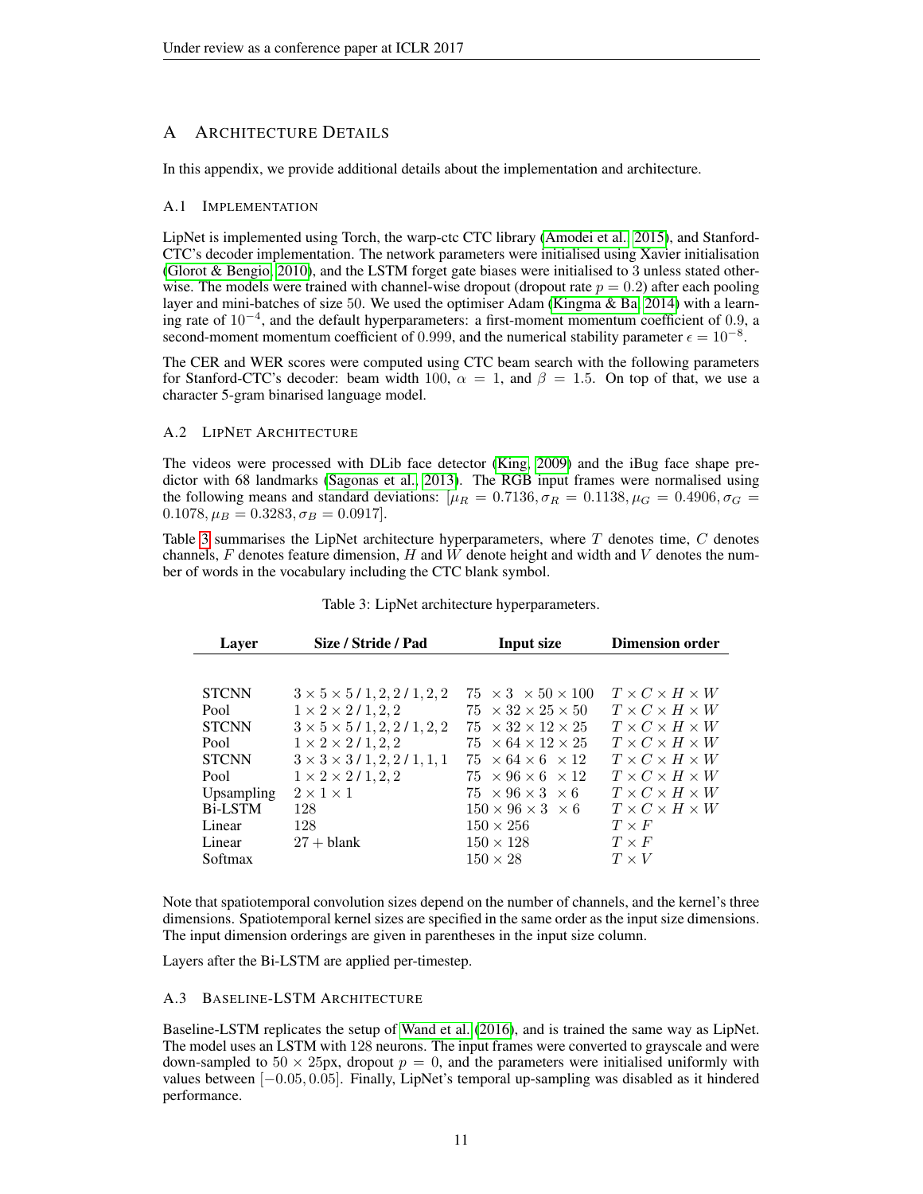# A Architecture Details

In this appendix, we provide additional details about the implementation and architecture.

## A.1 Implementation

LipNet is implemented using Torch, the warp-ctc CTC library (Amodei et al., 2015), and Stanford-CTC's decoder implementation. The network parameters were initialised using Xavier initialisation (Glorot & Bengio, 2010), and the LSTM forget gate biases were initialised to 3 unless stated otherwise. The models were trained with channel-wise dropout (dropout rate $p = 0.2$) after each pooling layer and mini-batches of size 50. We used the optimiser Adam (Kingma & Ba, 2014) with a learning rate of $10^{-4}$, and the default hyperparameters: a first-moment momentum coefficient of 0.9, a second-moment momentum coefficient of 0.999, and the numerical stability parameter $\epsilon = 10^{-8}$.

The CER and WER scores were computed using CTC beam search with the following parameters for Stanford-CTC's decoder: beam width 100, $\alpha = 1$, and $\beta = 1.5$. On top of that, we use a character 5-gram binarised language model.

## A.2 LipNet Architecture

The videos were processed with DLib face detector (King, 2009) and the iBug face shape predictor with 68 landmarks (Sagonas et al., 2013). The RGB input frames were normalised using the following means and standard deviations: $[\mu_R = 0.7136, \sigma_R = 0.1138, \mu_G = 0.4906, \sigma_G = 0.1078, \mu_B = 0.3283, \sigma_B = 0.0917]$.

Table 3 summarises the LipNet architecture hyperparameters, where $T$ denotes time, $C$ denotes channels, $F$ denotes feature dimension, $H$ and $W$ denote height and width and $V$ denotes the number of words in the vocabulary including the CTC blank symbol.

Table 3: LipNet architecture hyperparameters.

| Layer | Size / Stride / Pad | Input size | Dimension order |
|---|---|---|---|
| STCNN | $3 \times 5 \times 5$ / $1, 2, 2$ / $1, 2, 2$ | $75 \times 3 \times 50 \times 100$ | $T \times C \times H \times W$ |
| Pool | $1 \times 2 \times 2$ / $1, 2, 2$ | $75 \times 32 \times 25 \times 50$ | $T \times C \times H \times W$ |
| STCNN | $3 \times 5 \times 5$ / $1, 2, 2$ / $1, 2, 2$ | $75 \times 32 \times 12 \times 25$ | $T \times C \times H \times W$ |
| Pool | $1 \times 2 \times 2$ / $1, 2, 2$ | $75 \times 64 \times 12 \times 25$ | $T \times C \times H \times W$ |
| STCNN | $3 \times 3 \times 3$ / $1, 2, 2$ / $1, 1, 1$ | $75 \times 64 \times 6 \times 12$ | $T \times C \times H \times W$ |
| Pool | $1 \times 2 \times 2$ / $1, 2, 2$ | $75 \times 96 \times 6 \times 12$ | $T \times C \times H \times W$ |
| Upsampling | $2 \times 1 \times 1$ | $75 \times 96 \times 3 \times 6$ | $T \times C \times H \times W$ |
| Bi-LSTM | 128 | $150 \times 96 \times 3 \times 6$ | $T \times C \times H \times W$ |
| Linear | 128 | $150 \times 256$ | $T \times F$ |
| Linear | $27 +$ blank | $150 \times 128$ | $T \times F$ |
| Softmax | | $150 \times 28$ | $T \times V$ |

Note that spatiotemporal convolution sizes depend on the number of channels, and the kernel's three dimensions. Spatiotemporal kernel sizes are specified in the same order as the input size dimensions. The input dimension orderings are given in parentheses in the input size column.

Layers after the Bi-LSTM are applied per-timestep.

## A.3 Baseline-LSTM Architecture

Baseline-LSTM replicates the setup of Wand et al. (2016), and is trained the same way as LipNet. The model uses an LSTM with 128 neurons. The input frames were converted to grayscale and were down-sampled to $50 \times 25$px, dropout $p = 0$, and the parameters were initialised uniformly with values between $[-0.05, 0.05]$. Finally, LipNet's temporal up-sampling was disabled as it hindered performance.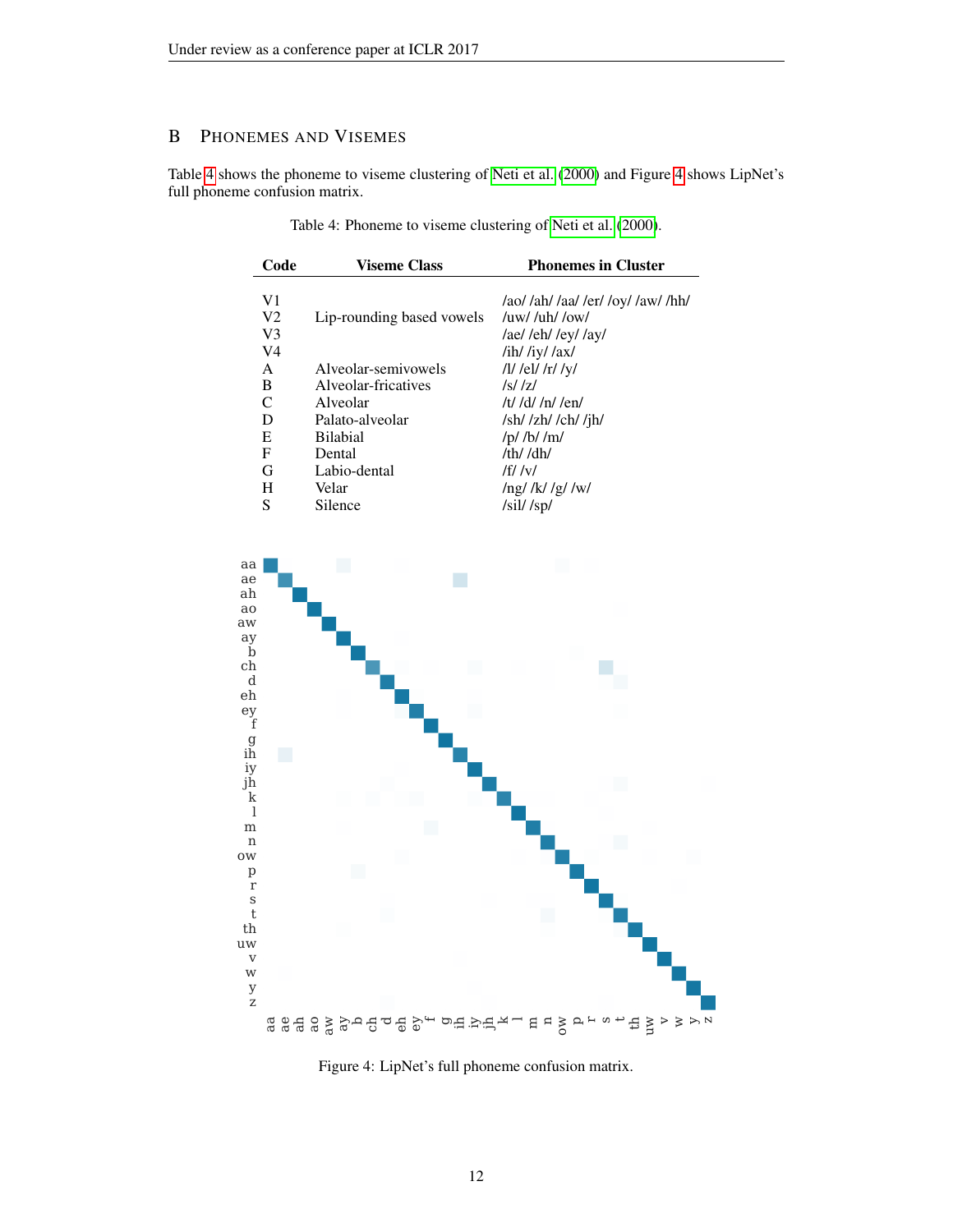## B Phonemes and Visemes

Table 4 shows the phoneme to viseme clustering of Neti et al. (2000) and Figure 4 shows LipNet's full phoneme confusion matrix.

Table 4: Phoneme to viseme clustering of Neti et al. (2000).

| Code | Viseme Class | Phonemes in Cluster |
|---|---|---|
| V1 | | /ao/ /ah/ /aa/ /er/ /oy/ /aw/ /hh/ |
| V2 | Lip-rounding based vowels | /uw/ /uh/ /ow/ |
| V3 | | /ae/ /eh/ /ey/ /ay/ |
| V4 | | /ih/ /iy/ /ax/ |
| A | Alveolar-semivowels | /l/ /el/ /r/ /y/ |
| B | Alveolar-fricatives | /s/ /z/ |
| C | Alveolar | /t/ /d/ /n/ /en/ |
| D | Palato-alveolar | /sh/ /zh/ /ch/ /jh/ |
| E | Bilabial | /p/ /b/ /m/ |
| F | Dental | /th/ /dh/ |
| G | Labio-dental | /f/ /v/ |
| H | Velar | /ng/ /k/ /g/ /w/ |
| S | Silence | /sil/ /sp/ |

aa ae ah ao aw ay b ch d eh ey f g ih iy jh k l m n ow p r s t th uw v w y z

aa ae ah ao aw ay b ch d eh ey f g ih iy jh k l m n ow p r s t th uw v w y z

Figure 4: LipNet's full phoneme confusion matrix.